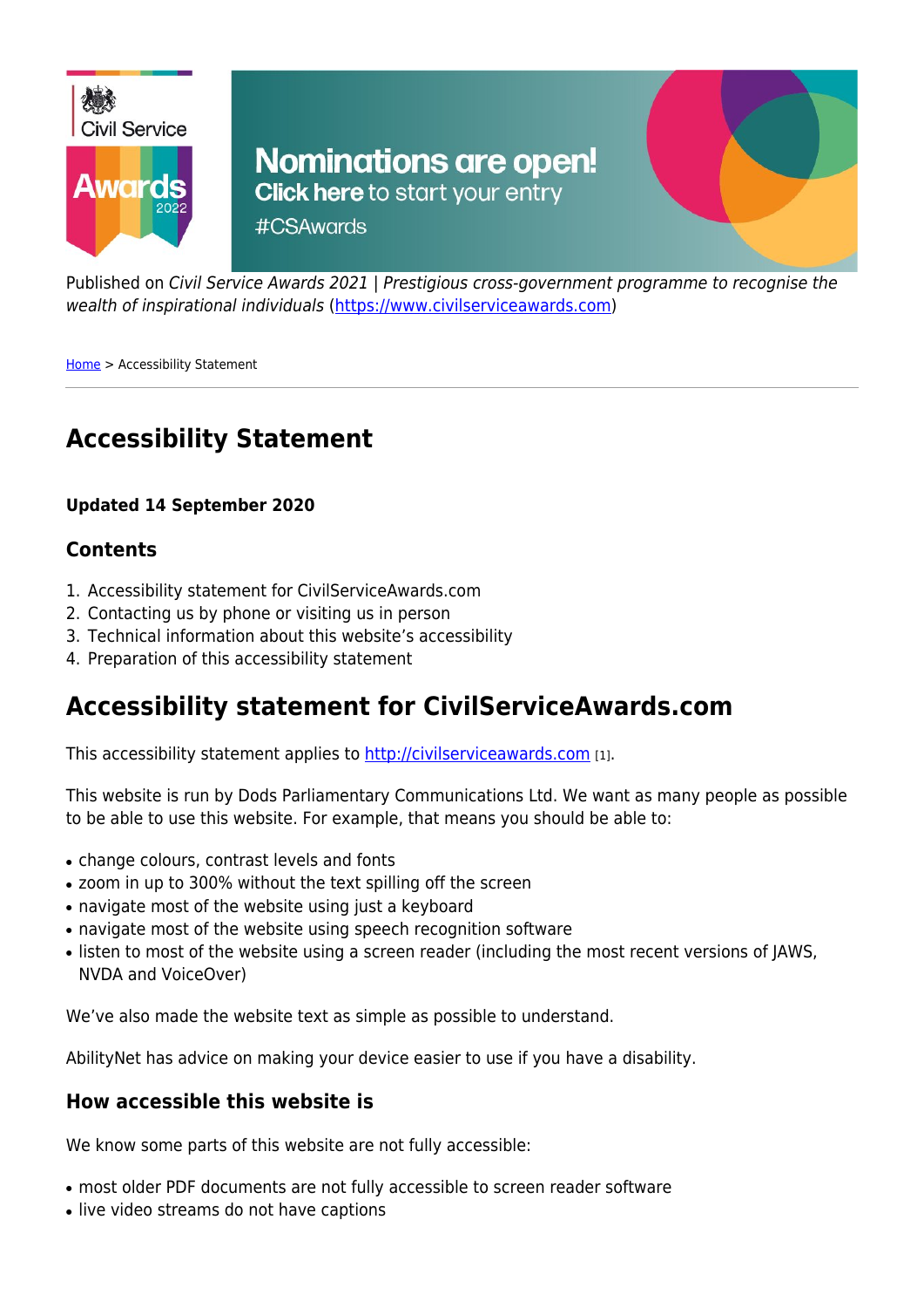Published on *Civil Service Awards 2021 | Prestigious cross-government programme to recognise the wealth of inspirational individuals* (https://www.civilserviceawards.com)

Home > Accessibility Statement

# Accessibility Statement

**Updated 14 September 2020**

### Contents

1. Accessibility statement for CivilServiceAwards.com
2. Contacting us by phone or visiting us in person
3. Technical information about this website's accessibility
4. Preparation of this accessibility statement

## Accessibility statement for CivilServiceAwards.com

This accessibility statement applies to http://civilserviceawards.com [1].

This website is run by Dods Parliamentary Communications Ltd. We want as many people as possible to be able to use this website. For example, that means you should be able to:

- change colours, contrast levels and fonts
- zoom in up to 300% without the text spilling off the screen
- navigate most of the website using just a keyboard
- navigate most of the website using speech recognition software
- listen to most of the website using a screen reader (including the most recent versions of JAWS, NVDA and VoiceOver)

We've also made the website text as simple as possible to understand.

AbilityNet has advice on making your device easier to use if you have a disability.

### How accessible this website is

We know some parts of this website are not fully accessible:

- most older PDF documents are not fully accessible to screen reader software
- live video streams do not have captions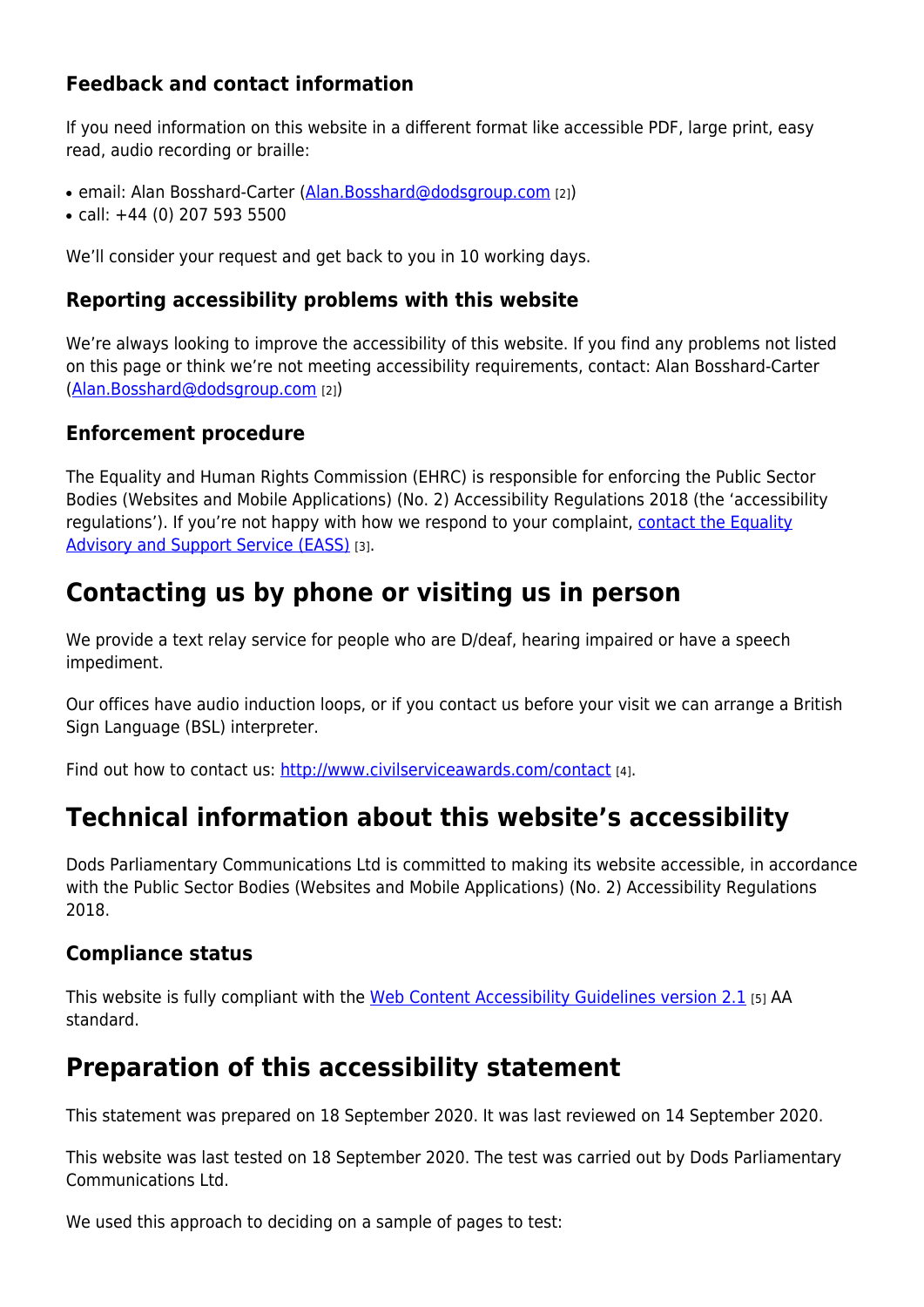### Feedback and contact information

If you need information on this website in a different format like accessible PDF, large print, easy read, audio recording or braille:

- email: Alan Bosshard-Carter ([Alan.Bosshard@dodsgroup.com](mailto:Alan.Bosshard@dodsgroup.com) [2])
- call: +44 (0) 207 593 5500

We'll consider your request and get back to you in 10 working days.

### Reporting accessibility problems with this website

We're always looking to improve the accessibility of this website. If you find any problems not listed on this page or think we're not meeting accessibility requirements, contact: Alan Bosshard-Carter ([Alan.Bosshard@dodsgroup.com](mailto:Alan.Bosshard@dodsgroup.com) [2])

### Enforcement procedure

The Equality and Human Rights Commission (EHRC) is responsible for enforcing the Public Sector Bodies (Websites and Mobile Applications) (No. 2) Accessibility Regulations 2018 (the 'accessibility regulations'). If you're not happy with how we respond to your complaint, contact the Equality Advisory and Support Service (EASS) [3].

## Contacting us by phone or visiting us in person

We provide a text relay service for people who are D/deaf, hearing impaired or have a speech impediment.

Our offices have audio induction loops, or if you contact us before your visit we can arrange a British Sign Language (BSL) interpreter.

Find out how to contact us: [http://www.civilserviceawards.com/contact](http://www.civilserviceawards.com/contact) [4].

## Technical information about this website's accessibility

Dods Parliamentary Communications Ltd is committed to making its website accessible, in accordance with the Public Sector Bodies (Websites and Mobile Applications) (No. 2) Accessibility Regulations 2018.

### Compliance status

This website is fully compliant with the Web Content Accessibility Guidelines version 2.1 [5] AA standard.

## Preparation of this accessibility statement

This statement was prepared on 18 September 2020. It was last reviewed on 14 September 2020.

This website was last tested on 18 September 2020. The test was carried out by Dods Parliamentary Communications Ltd.

We used this approach to deciding on a sample of pages to test: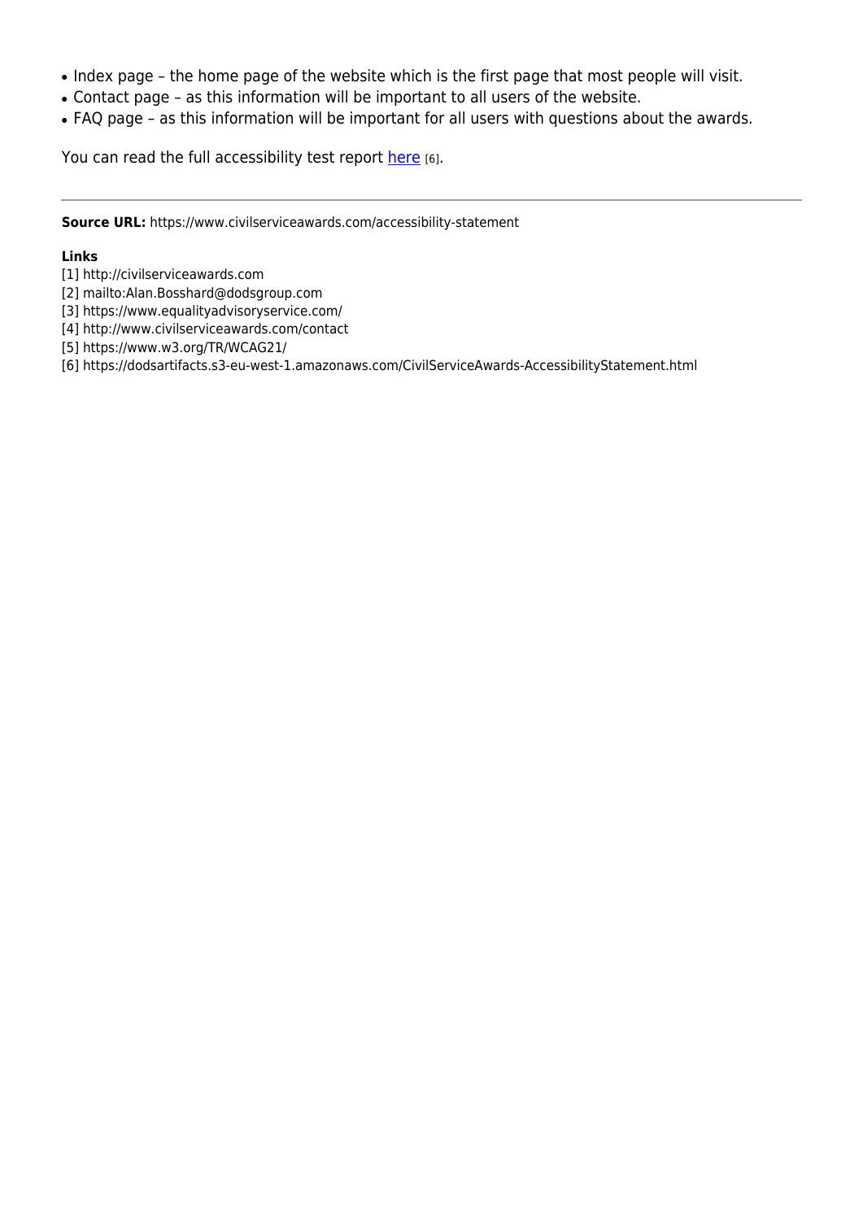- Index page – the home page of the website which is the first page that most people will visit.
- Contact page – as this information will be important to all users of the website.
- FAQ page – as this information will be important for all users with questions about the awards.

You can read the full accessibility test report here [6].

---

**Source URL:** https://www.civilserviceawards.com/accessibility-statement

**Links**

[1] http://civilserviceawards.com
[2] mailto:Alan.Bosshard@dodsgroup.com
[3] https://www.equalityadvisoryservice.com/
[4] http://www.civilserviceawards.com/contact
[5] https://www.w3.org/TR/WCAG21/
[6] https://dodsartifacts.s3-eu-west-1.amazonaws.com/CivilServiceAwards-AccessibilityStatement.html